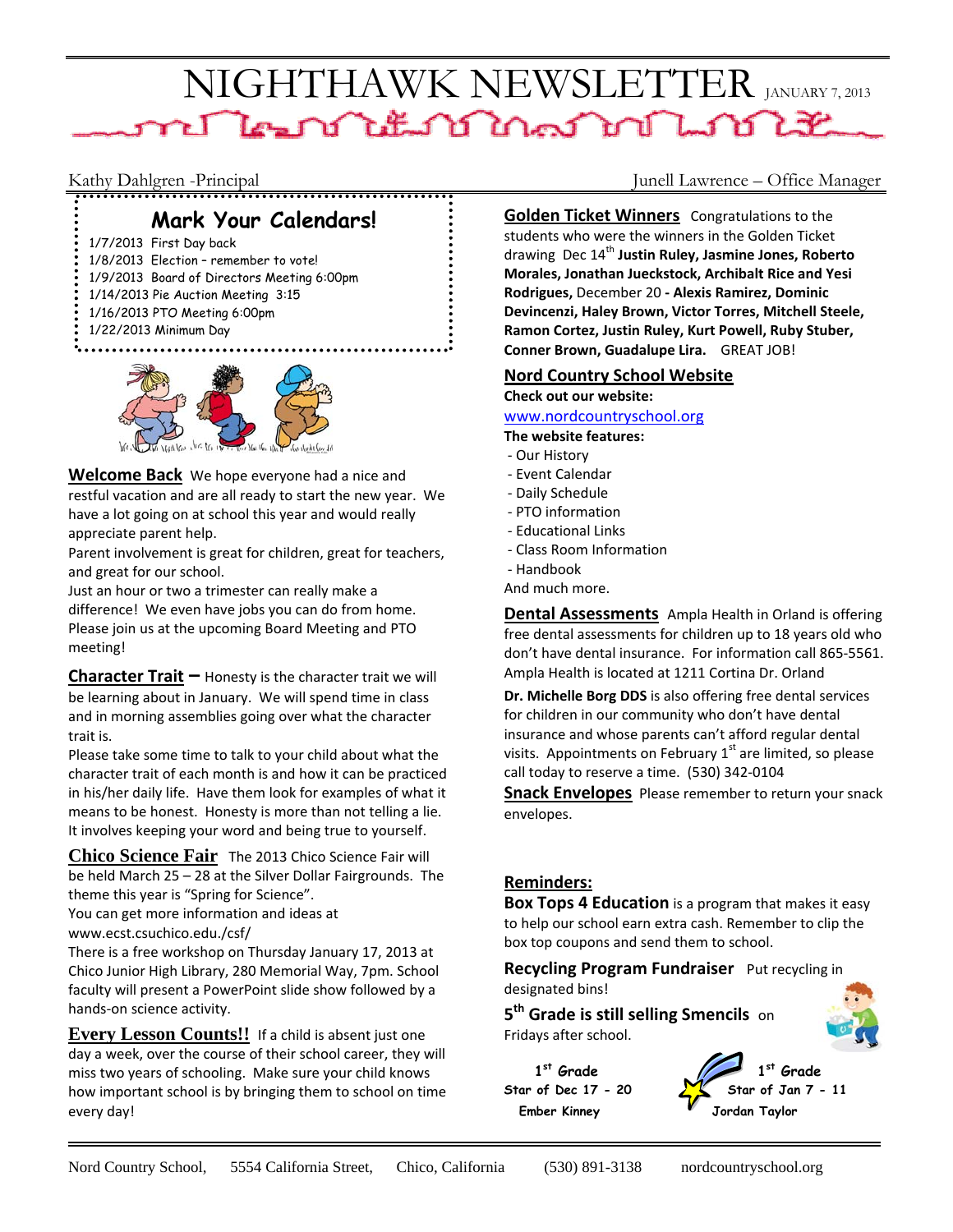# NIGHTHAWK NEWSLETTER JANUARY 7, 2013

Kathy Dahlgren -Principal

Junell Lawrence – Office Manager

## Mark Your Calendars!

1/7/2013 First Day back
1/8/2013 Election – remember to vote!
1/9/2013 Board of Directors Meeting 6:00pm
1/14/2013 Pie Auction Meeting 3:15
1/16/2013 PTO Meeting 6:00pm
1/22/2013 Minimum Day

**Welcome Back** We hope everyone had a nice and restful vacation and are all ready to start the new year. We have a lot going on at school this year and would really appreciate parent help.

Parent involvement is great for children, great for teachers, and great for our school.

Just an hour or two a trimester can really make a difference! We even have jobs you can do from home. Please join us at the upcoming Board Meeting and PTO meeting!

**Character Trait –** Honesty is the character trait we will be learning about in January. We will spend time in class and in morning assemblies going over what the character trait is.

Please take some time to talk to your child about what the character trait of each month is and how it can be practiced in his/her daily life. Have them look for examples of what it means to be honest. Honesty is more than not telling a lie. It involves keeping your word and being true to yourself.

**Chico Science Fair** The 2013 Chico Science Fair will be held March 25 – 28 at the Silver Dollar Fairgrounds. The theme this year is "Spring for Science".

You can get more information and ideas at www.ecst.csuchico.edu./csf/

There is a free workshop on Thursday January 17, 2013 at Chico Junior High Library, 280 Memorial Way, 7pm. School faculty will present a PowerPoint slide show followed by a hands-on science activity.

**Every Lesson Counts!!** If a child is absent just one day a week, over the course of their school career, they will miss two years of schooling. Make sure your child knows how important school is by bringing them to school on time every day!

**Golden Ticket Winners** Congratulations to the students who were the winners in the Golden Ticket drawing Dec 14th **Justin Ruley, Jasmine Jones, Roberto Morales, Jonathan Jueckstock, Archibalt Rice and Yesi Rodrigues,** December 20 **- Alexis Ramirez, Dominic Devincenzi, Haley Brown, Victor Torres, Mitchell Steele, Ramon Cortez, Justin Ruley, Kurt Powell, Ruby Stuber, Conner Brown, Guadalupe Lira.** GREAT JOB!

**Nord Country School Website**

**Check out our website:**

www.nordcountryschool.org

**The website features:**

- Our History
- Event Calendar
- Daily Schedule
- PTO information
- Educational Links
- Class Room Information
- Handbook

And much more.

**Dental Assessments** Ampla Health in Orland is offering free dental assessments for children up to 18 years old who don't have dental insurance. For information call 865-5561. Ampla Health is located at 1211 Cortina Dr. Orland

**Dr. Michelle Borg DDS** is also offering free dental services for children in our community who don't have dental insurance and whose parents can't afford regular dental visits. Appointments on February 1st are limited, so please call today to reserve a time. (530) 342-0104

**Snack Envelopes** Please remember to return your snack envelopes.

**Reminders:**

**Box Tops 4 Education** is a program that makes it easy to help our school earn extra cash. Remember to clip the box top coupons and send them to school.

**Recycling Program Fundraiser** Put recycling in designated bins!

**5th Grade is still selling Smencils** on Fridays after school.

**1st Grade Star of Dec 17 - 20**
**Ember Kinney**

**1st Grade Star of Jan 7 - 11**
**Jordan Taylor**

Nord Country School, 5554 California Street, Chico, California (530) 891-3138 nordcountryschool.org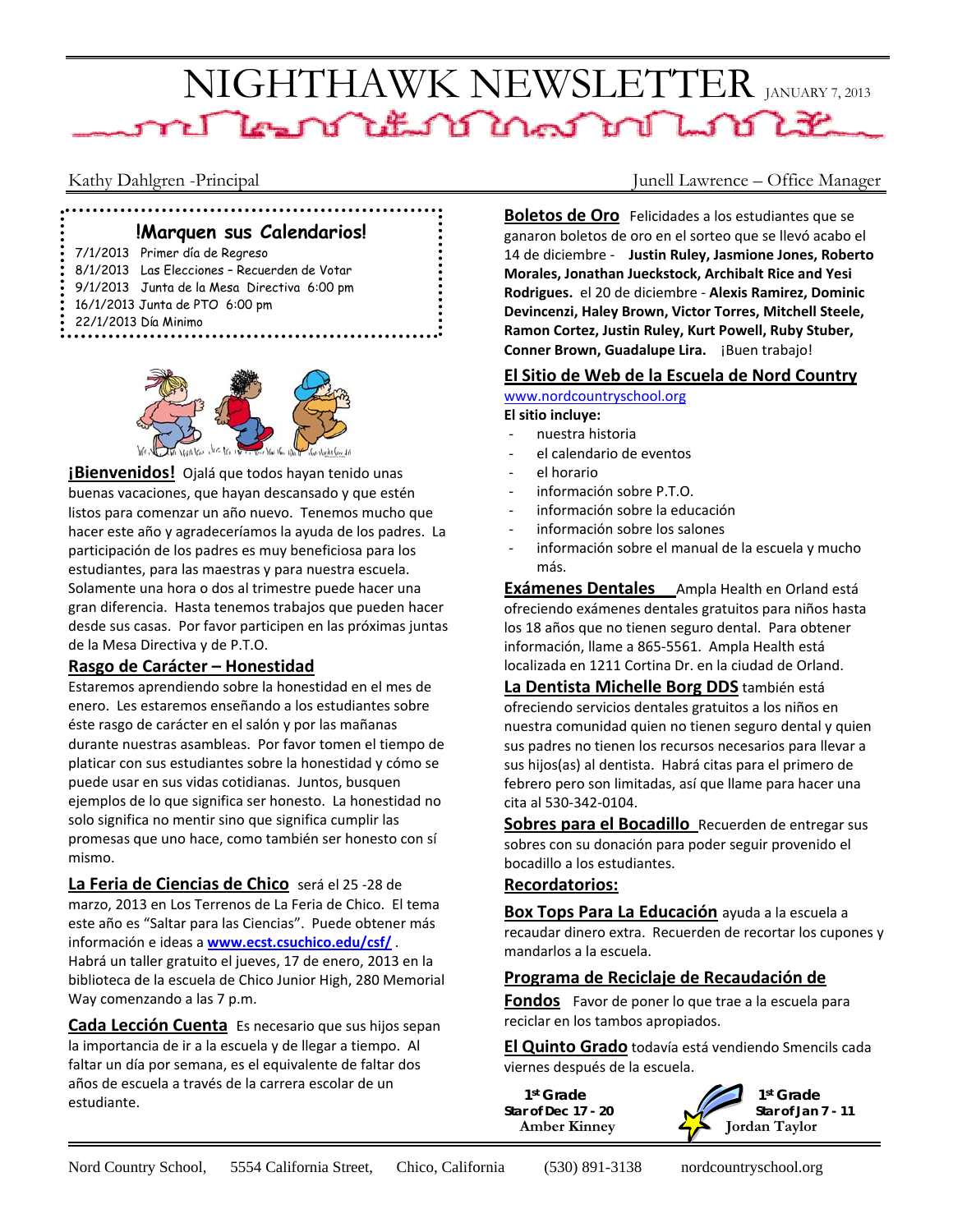# NIGHTHAWK NEWSLETTER JANUARY 7, 2013

Kathy Dahlgren -Principal

Junell Lawrence – Office Manager

## !Marquen sus Calendarios!

7/1/2013 Primer día de Regreso
8/1/2013 Las Elecciones – Recuerden de Votar
9/1/2013 Junta de la Mesa Directiva 6:00 pm
16/1/2013 Junta de PTO 6:00 pm
22/1/2013 Día Mínimo

**¡Bienvenidos!** Ojalá que todos hayan tenido unas buenas vacaciones, que hayan descansado y que estén listos para comenzar un año nuevo. Tenemos mucho que hacer este año y agradeceríamos la ayuda de los padres. La participación de los padres es muy beneficiosa para los estudiantes, para las maestras y para nuestra escuela. Solamente una hora o dos al trimestre puede hacer una gran diferencia. Hasta tenemos trabajos que pueden hacer desde sus casas. Por favor participen en las próximas juntas de la Mesa Directiva y de P.T.O.

**Rasgo de Carácter – Honestidad**
Estaremos aprendiendo sobre la honestidad en el mes de enero. Les estaremos enseñando a los estudiantes sobre éste rasgo de carácter en el salón y por las mañanas durante nuestras asambleas. Por favor tomen el tiempo de platicar con sus estudiantes sobre la honestidad y cómo se puede usar en sus vidas cotidianas. Juntos, busquen ejemplos de lo que significa ser honesto. La honestidad no solo significa no mentir sino que significa cumplir las promesas que uno hace, como también ser honesto con sí mismo.

**La Feria de Ciencias de Chico** será el 25 -28 de marzo, 2013 en Los Terrenos de La Feria de Chico. El tema este año es "Saltar para las Ciencias". Puede obtener más información e ideas a **www.ecst.csuchico.edu/csf/** . Habrá un taller gratuito el jueves, 17 de enero, 2013 en la biblioteca de la escuela de Chico Junior High, 280 Memorial Way comenzando a las 7 p.m.

**Cada Lección Cuenta** Es necesario que sus hijos sepan la importancia de ir a la escuela y de llegar a tiempo. Al faltar un día por semana, es el equivalente de faltar dos años de escuela a través de la carrera escolar de un estudiante.

**Boletos de Oro** Felicidades a los estudiantes que se ganaron boletos de oro en el sorteo que se llevó acabo el 14 de diciembre - **Justin Ruley, Jasmione Jones, Roberto Morales, Jonathan Jueckstock, Archibalt Rice and Yesi Rodrigues.** el 20 de diciembre - **Alexis Ramirez, Dominic Devincenzi, Haley Brown, Victor Torres, Mitchell Steele, Ramon Cortez, Justin Ruley, Kurt Powell, Ruby Stuber, Conner Brown, Guadalupe Lira.** ¡Buen trabajo!

**El Sitio de Web de la Escuela de Nord Country**
www.nordcountryschool.org
**El sitio incluye:**
- nuestra historia
- el calendario de eventos
- el horario
- información sobre P.T.O.
- información sobre la educación
- información sobre los salones
- información sobre el manual de la escuela y mucho más.

**Exámenes Dentales** Ampla Health en Orland está ofreciendo exámenes dentales gratuitos para niños hasta los 18 años que no tienen seguro dental. Para obtener información, llame a 865-5561. Ampla Health está localizada en 1211 Cortina Dr. en la ciudad de Orland.

**La Dentista Michelle Borg DDS** también está ofreciendo servicios dentales gratuitos a los niños en nuestra comunidad quien no tienen seguro dental y quien sus padres no tienen los recursos necesarios para llevar a sus hijos(as) al dentista. Habrá citas para el primero de febrero pero son limitadas, así que llame para hacer una cita al 530-342-0104.

**Sobres para el Bocadillo** Recuerden de entregar sus sobres con su donación para poder seguir provenido el bocadillo a los estudiantes.

**Recordatorios:**

**Box Tops Para La Educación** ayuda a la escuela a recaudar dinero extra. Recuerden de recortar los cupones y mandarlos a la escuela.

**Programa de Reciclaje de Recaudación de Fondos** Favor de poner lo que trae a la escuela para reciclar en los tambos apropiados.

**El Quinto Grado** todavía está vendiendo Smencils cada viernes después de la escuela.

**1st Grade**
**Star of Dec 17 - 20**
Amber Kinney

**1st Grade**
**Star of Jan 7 - 11**
Jordan Taylor

Nord Country School, 5554 California Street, Chico, California (530) 891-3138 nordcountryschool.org